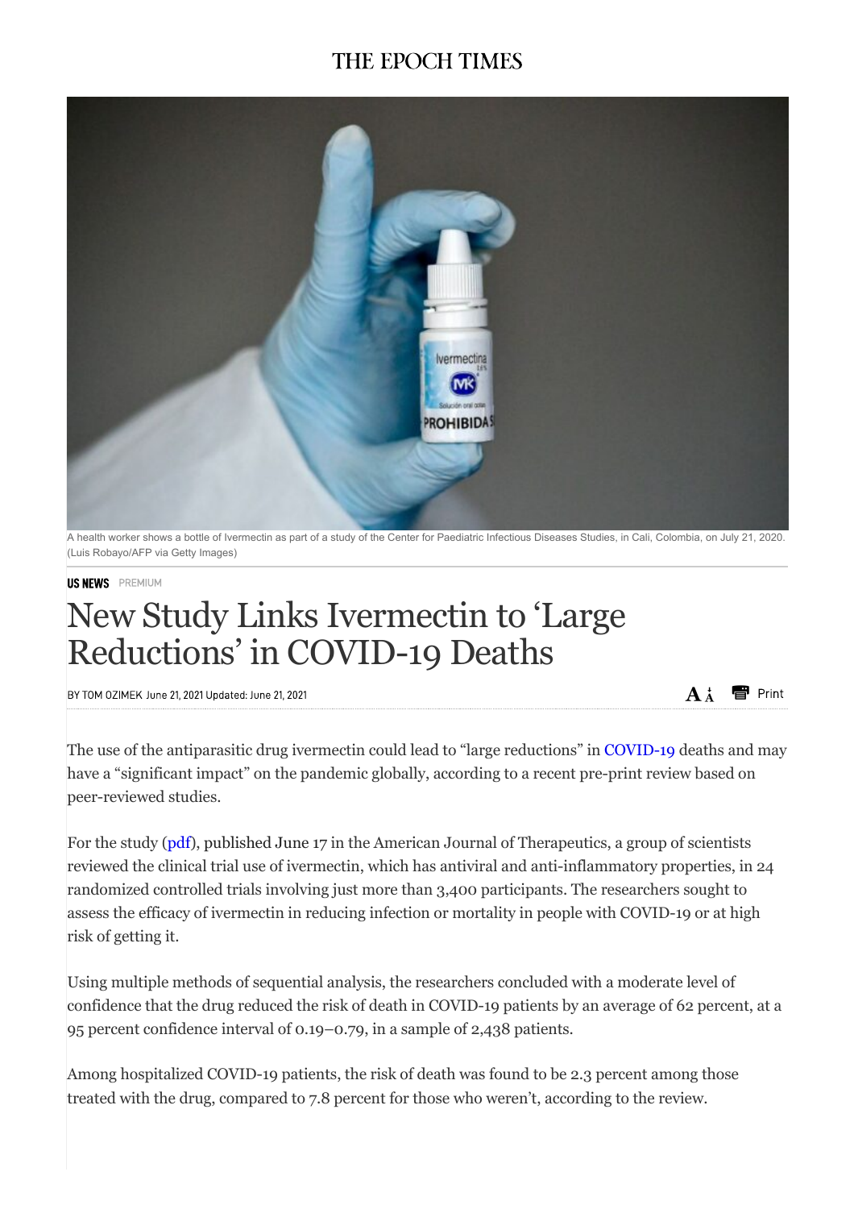THE EPOCH TIMES

A health worker shows a bottle of Ivermectin as part of a study of the Center for Paediatric Infectious Diseases Studies, in Cali, Colombia, on July 21, 2020. (Luis Robayo/AFP via Getty Images)

**US NEWS** PREMIUM

# New Study Links Ivermectin to 'Large Reductions' in COVID-19 Deaths

BY TOM OZIMEK June 21, 2021 Updated: June 21, 2021

The use of the antiparasitic drug ivermectin could lead to "large reductions" in COVID-19 deaths and may have a "significant impact" on the pandemic globally, according to a recent pre-print review based on peer-reviewed studies.

For the study (pdf), published June 17 in the American Journal of Therapeutics, a group of scientists reviewed the clinical trial use of ivermectin, which has antiviral and anti-inflammatory properties, in 24 randomized controlled trials involving just more than 3,400 participants. The researchers sought to assess the efficacy of ivermectin in reducing infection or mortality in people with COVID-19 or at high risk of getting it.

Using multiple methods of sequential analysis, the researchers concluded with a moderate level of confidence that the drug reduced the risk of death in COVID-19 patients by an average of 62 percent, at a 95 percent confidence interval of 0.19–0.79, in a sample of 2,438 patients.

Among hospitalized COVID-19 patients, the risk of death was found to be 2.3 percent among those treated with the drug, compared to 7.8 percent for those who weren't, according to the review.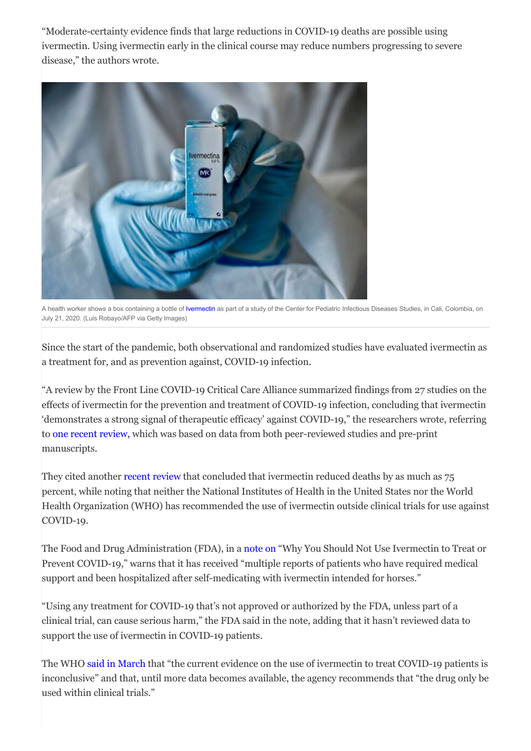"Moderate-certainty evidence finds that large reductions in COVID-19 deaths are possible using ivermectin. Using ivermectin early in the clinical course may reduce numbers progressing to severe disease," the authors wrote.

A health worker shows a box containing a bottle of Ivermectin as part of a study of the Center for Pediatric Infectious Diseases Studies, in Cali, Colombia, on July 21, 2020. (Luis Robayo/AFP via Getty Images)

Since the start of the pandemic, both observational and randomized studies have evaluated ivermectin as a treatment for, and as prevention against, COVID-19 infection.

"A review by the Front Line COVID-19 Critical Care Alliance summarized findings from 27 studies on the effects of ivermectin for the prevention and treatment of COVID-19 infection, concluding that ivermectin 'demonstrates a strong signal of therapeutic efficacy' against COVID-19," the researchers wrote, referring to one recent review, which was based on data from both peer-reviewed studies and pre-print manuscripts.

They cited another recent review that concluded that ivermectin reduced deaths by as much as 75 percent, while noting that neither the National Institutes of Health in the United States nor the World Health Organization (WHO) has recommended the use of ivermectin outside clinical trials for use against COVID-19.

The Food and Drug Administration (FDA), in a note on "Why You Should Not Use Ivermectin to Treat or Prevent COVID-19," warns that it has received "multiple reports of patients who have required medical support and been hospitalized after self-medicating with ivermectin intended for horses."

"Using any treatment for COVID-19 that's not approved or authorized by the FDA, unless part of a clinical trial, can cause serious harm," the FDA said in the note, adding that it hasn't reviewed data to support the use of ivermectin in COVID-19 patients.

The WHO said in March that "the current evidence on the use of ivermectin to treat COVID-19 patients is inconclusive" and that, until more data becomes available, the agency recommends that "the drug only be used within clinical trials."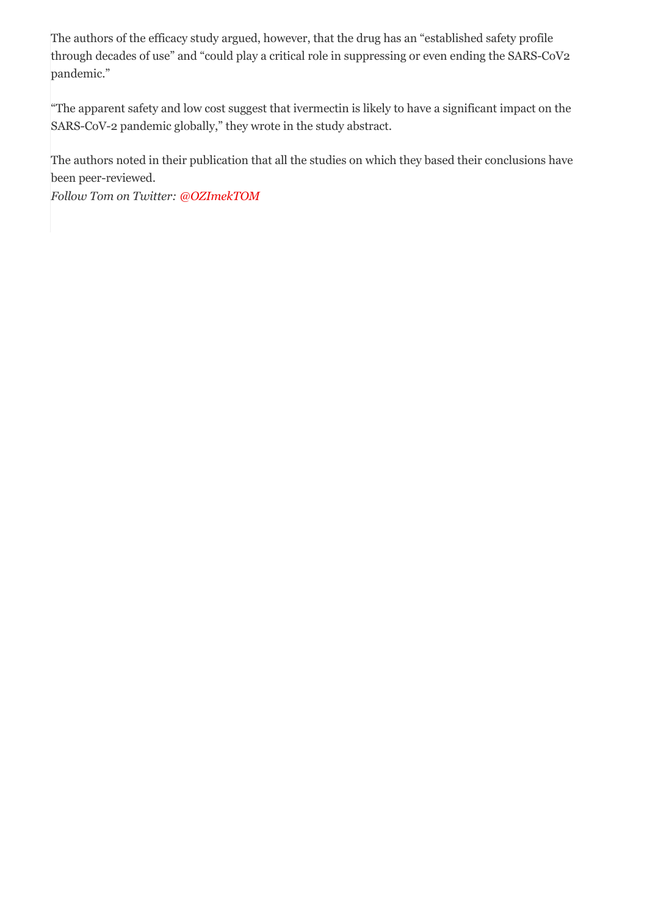The authors of the efficacy study argued, however, that the drug has an "established safety profile through decades of use" and "could play a critical role in suppressing or even ending the SARS-CoV2 pandemic."

"The apparent safety and low cost suggest that ivermectin is likely to have a significant impact on the SARS-CoV-2 pandemic globally," they wrote in the study abstract.

The authors noted in their publication that all the studies on which they based their conclusions have been peer-reviewed.

*Follow Tom on Twitter: @OZImekTOM*